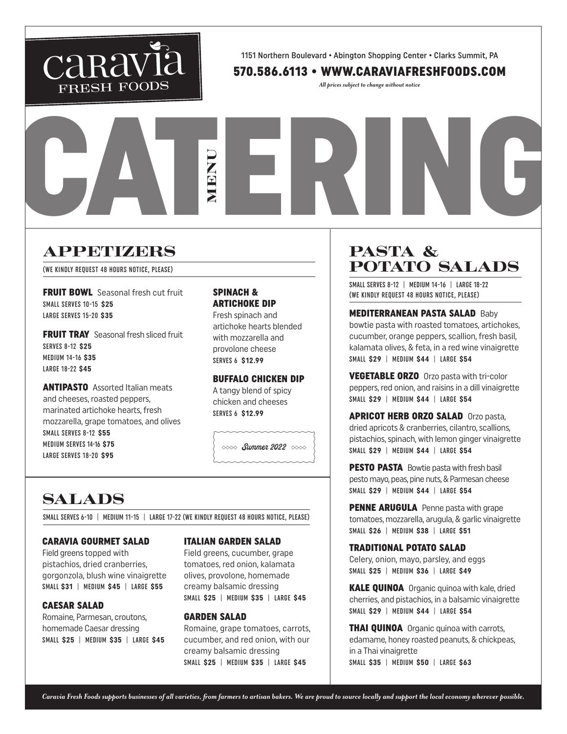# caravia FRESH FOODS

1151 Northern Boulevard • Abington Shopping Center • Clarks Summit, PA

**570.586.6113 • WWW.CARAVIAFRESHFOODS.COM**

*All prices subject to change without notice*

# CATERING MENU

## APPETIZERS

(WE KINDLY REQUEST 48 HOURS NOTICE, PLEASE)

**FRUIT BOWL** Seasonal fresh cut fruit
SMALL SERVES 10-15 **$25**
LARGE SERVES 15-20 **$35**

**FRUIT TRAY** Seasonal fresh sliced fruit
SERVES 8-12 **$25**
MEDIUM 14-16 **$35**
LARGE 18-22 **$45**

**ANTIPASTO** Assorted Italian meats and cheeses, roasted peppers, marinated artichoke hearts, fresh mozzarella, grape tomatoes, and olives
SMALL SERVES 8-12 **$55**
MEDIUM SERVES 14-16 **$75**
LARGE SERVES 18-20 **$95**

**SPINACH & ARTICHOKE DIP**
Fresh spinach and artichoke hearts blended with mozzarella and provolone cheese
SERVES 6 **$12.99**

**BUFFALO CHICKEN DIP**
A tangy blend of spicy chicken and cheeses
SERVES 6 **$12.99**

*Summer 2022*

## SALADS

SMALL SERVES 6-10 | MEDIUM 11-15 | LARGE 17-22 (WE KINDLY REQUEST 48 HOURS NOTICE, PLEASE)

**CARAVIA GOURMET SALAD**
Field greens topped with pistachios, dried cranberries, gorgonzola, blush wine vinaigrette
SMALL **$31** | MEDIUM **$45** | LARGE **$55**

**CAESAR SALAD**
Romaine, Parmesan, croutons, homemade Caesar dressing
SMALL **$25** | MEDIUM **$35** | LARGE **$45**

**ITALIAN GARDEN SALAD**
Field greens, cucumber, grape tomatoes, red onion, kalamata olives, provolone, homemade creamy balsamic dressing
SMALL **$25** | MEDIUM **$35** | LARGE **$45**

**GARDEN SALAD**
Romaine, grape tomatoes, carrots, cucumber, and red onion, with our creamy balsamic dressing
SMALL **$25** | MEDIUM **$35** | LARGE **$45**

## PASTA & POTATO SALADS

SMALL SERVES 8-12 | MEDIUM 14-16 | LARGE 18-22
(WE KINDLY REQUEST 48 HOURS NOTICE, PLEASE)

**MEDITERRANEAN PASTA SALAD** Baby bowtie pasta with roasted tomatoes, artichokes, cucumber, orange peppers, scallion, fresh basil, kalamata olives, & feta, in a red wine vinaigrette
SMALL **$29** | MEDIUM **$44** | LARGE **$54**

**VEGETABLE ORZO** Orzo pasta with tri-color peppers, red onion, and raisins in a dill vinaigrette
SMALL **$29** | MEDIUM **$44** | LARGE **$54**

**APRICOT HERB ORZO SALAD** Orzo pasta, dried apricots & cranberries, cilantro, scallions, pistachios, spinach, with lemon ginger vinaigrette
SMALL **$29** | MEDIUM **$44** | LARGE **$54**

**PESTO PASTA** Bowtie pasta with fresh basil pesto mayo, peas, pine nuts, & Parmesan cheese
SMALL **$29** | MEDIUM **$44** | LARGE **$54**

**PENNE ARUGULA** Penne pasta with grape tomatoes, mozzarella, arugula, & garlic vinaigrette
SMALL **$26** | MEDIUM **$38** | LARGE **$51**

**TRADITIONAL POTATO SALAD**
Celery, onion, mayo, parsley, and eggs
SMALL **$25** | MEDIUM **$36** | LARGE **$49**

**KALE QUINOA** Organic quinoa with kale, dried cherries, and pistachios, in a balsamic vinaigrette
SMALL **$29** | MEDIUM **$44** | LARGE **$54**

**THAI QUINOA** Organic quinoa with carrots, edamame, honey roasted peanuts, & chickpeas, in a Thai vinaigrette
SMALL **$35** | MEDIUM **$50** | LARGE **$63**

*Caravia Fresh Foods supports businesses of all varieties, from farmers to artisan bakers. We are proud to source locally and support the local economy wherever possible.*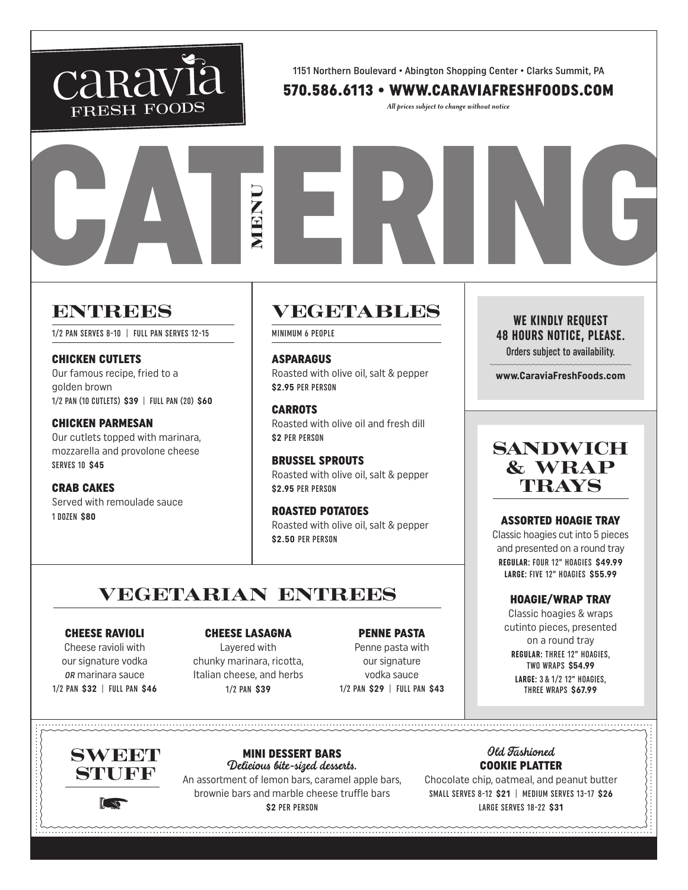caravia FRESH FOODS

1151 Northern Boulevard • Abington Shopping Center • Clarks Summit, PA

**570.586.6113 • WWW.CARAVIAFRESHFOODS.COM**

*All prices subject to change without notice*

# CATERING MENU

## ENTREES

1/2 PAN SERVES 8-10 | FULL PAN SERVES 12-15

### CHICKEN CUTLETS

Our famous recipe, fried to a golden brown

1/2 PAN (10 CUTLETS) **$39** | FULL PAN (20) **$60**

### CHICKEN PARMESAN

Our cutlets topped with marinara, mozzarella and provolone cheese

SERVES 10 **$45**

### CRAB CAKES

Served with remoulade sauce

1 DOZEN **$80**

## VEGETABLES

MINIMUM 6 PEOPLE

### ASPARAGUS

Roasted with olive oil, salt & pepper

**$2.95** PER PERSON

### CARROTS

Roasted with olive oil and fresh dill

**$2** PER PERSON

### BRUSSEL SPROUTS

Roasted with olive oil, salt & pepper

**$2.95** PER PERSON

### ROASTED POTATOES

Roasted with olive oil, salt & pepper

**$2.50** PER PERSON

**WE KINDLY REQUEST 48 HOURS NOTICE, PLEASE.**

Orders subject to availability.

**www.CaraviaFreshFoods.com**

## VEGETARIAN ENTREES

### CHEESE RAVIOLI

Cheese ravioli with our signature vodka *OR* marinara sauce

1/2 PAN **$32** | FULL PAN **$46**

### CHEESE LASAGNA

Layered with chunky marinara, ricotta, Italian cheese, and herbs

1/2 PAN **$39**

### PENNE PASTA

Penne pasta with our signature vodka sauce

1/2 PAN **$29** | FULL PAN **$43**

## SANDWICH & WRAP TRAYS

### ASSORTED HOAGIE TRAY

Classic hoagies cut into 5 pieces and presented on a round tray

**REGULAR:** FOUR 12" HOAGIES **$49.99**

**LARGE:** FIVE 12" HOAGIES **$55.99**

### HOAGIE/WRAP TRAY

Classic hoagies & wraps cutinto pieces, presented on a round tray

**REGULAR:** THREE 12" HOAGIES, TWO WRAPS **$54.99**

**LARGE:** 3 & 1/2 12" HOAGIES, THREE WRAPS **$67.99**

## SWEET STUFF

### MINI DESSERT BARS

*Delicious bite-sized desserts.*

An assortment of lemon bars, caramel apple bars, brownie bars and marble cheese truffle bars

**$2** PER PERSON

### *Old Fashioned* COOKIE PLATTER

Chocolate chip, oatmeal, and peanut butter

SMALL SERVES 8-12 **$21** | MEDIUM SERVES 13-17 **$26**

LARGE SERVES 18-22 **$31**